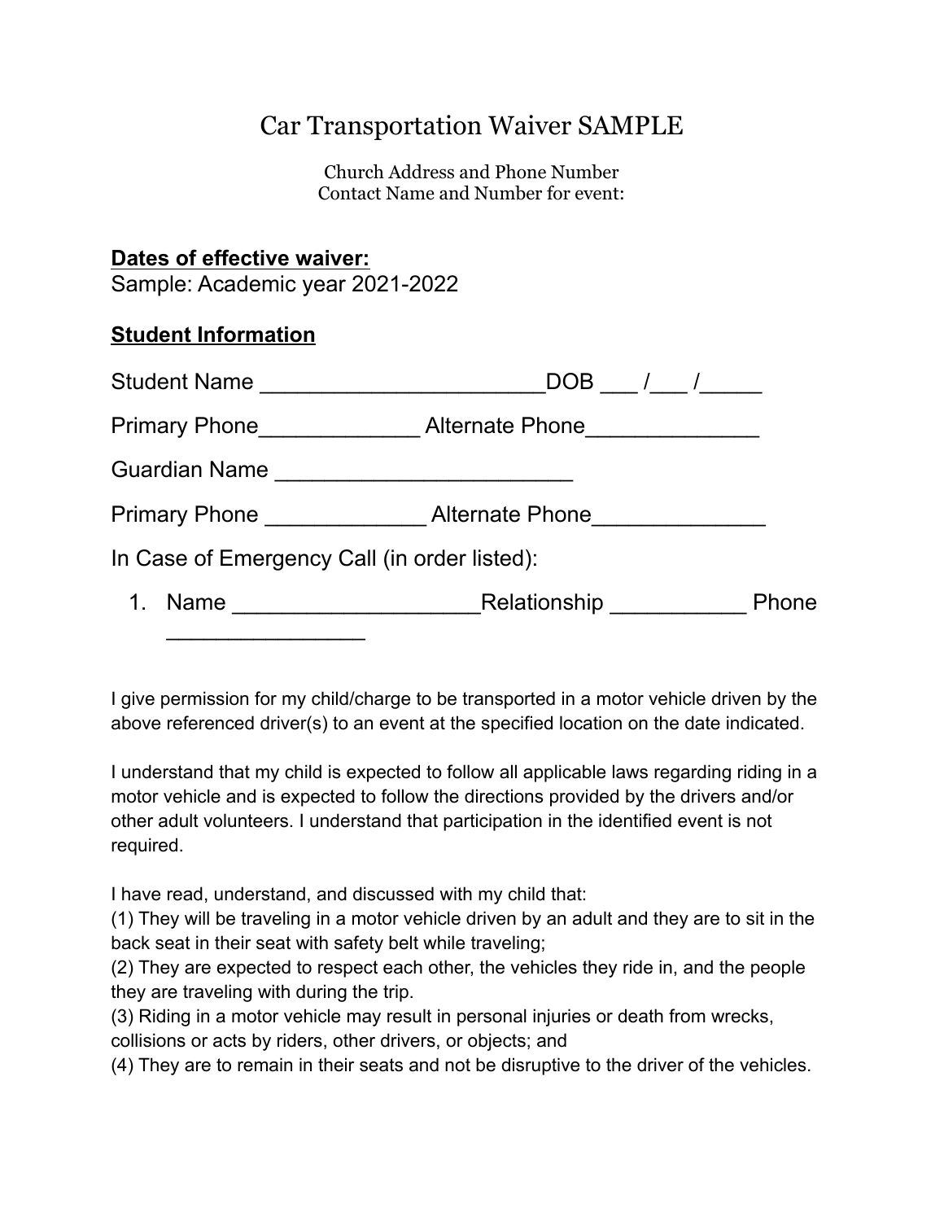# Car Transportation Waiver SAMPLE

Church Address and Phone Number
Contact Name and Number for event:

**Dates of effective waiver:**
Sample: Academic year 2021-2022

**Student Information**

Student Name ______________________DOB ___ /___ /_____

Primary Phone____________ Alternate Phone_____________

Guardian Name _______________________

Primary Phone ____________ Alternate Phone_____________

In Case of Emergency Call (in order listed):

1. Name ___________________Relationship __________ Phone _______________

I give permission for my child/charge to be transported in a motor vehicle driven by the above referenced driver(s) to an event at the specified location on the date indicated.

I understand that my child is expected to follow all applicable laws regarding riding in a motor vehicle and is expected to follow the directions provided by the drivers and/or other adult volunteers. I understand that participation in the identified event is not required.

I have read, understand, and discussed with my child that:
(1) They will be traveling in a motor vehicle driven by an adult and they are to sit in the back seat in their seat with safety belt while traveling;
(2) They are expected to respect each other, the vehicles they ride in, and the people they are traveling with during the trip.
(3) Riding in a motor vehicle may result in personal injuries or death from wrecks, collisions or acts by riders, other drivers, or objects; and
(4) They are to remain in their seats and not be disruptive to the driver of the vehicles.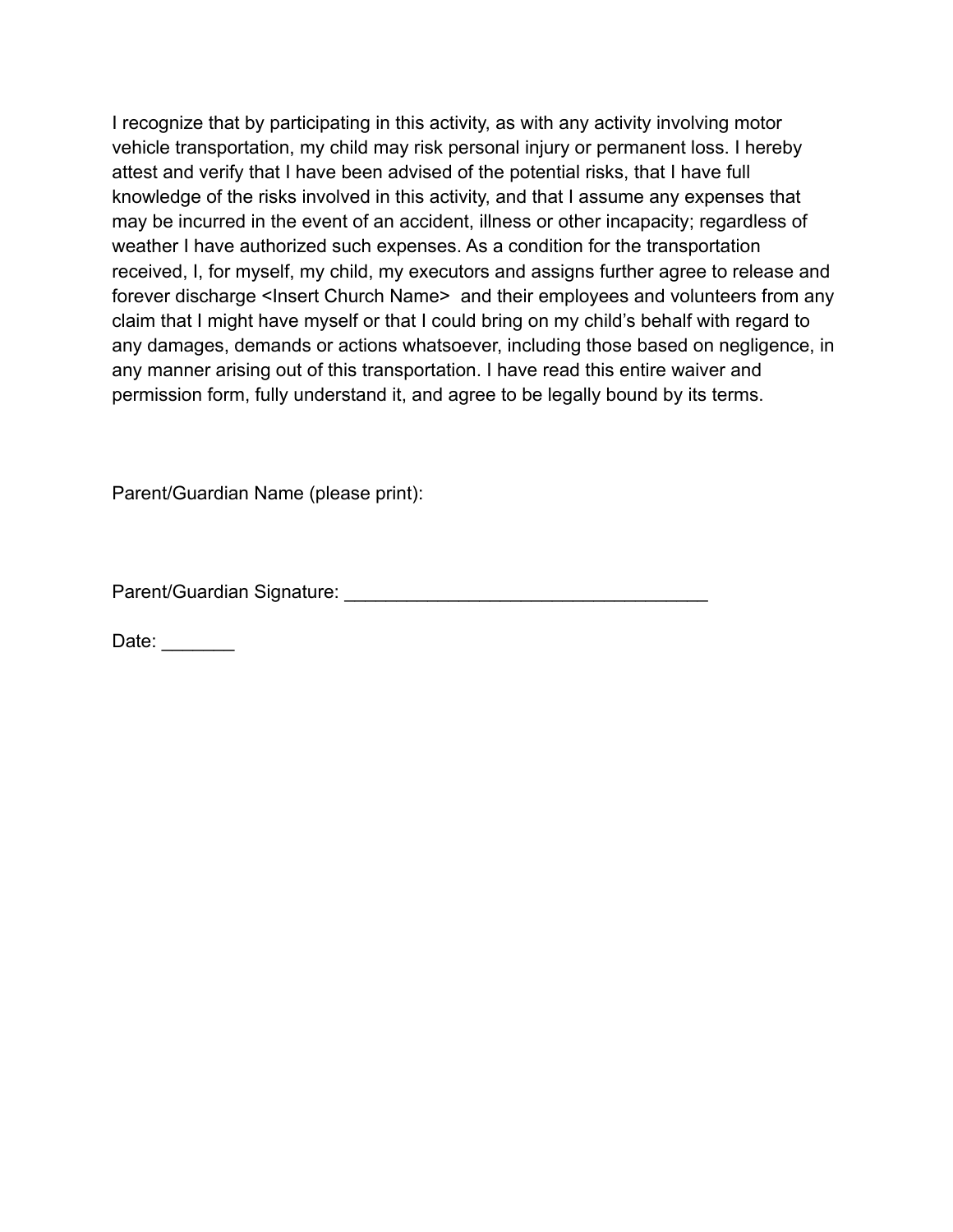I recognize that by participating in this activity, as with any activity involving motor vehicle transportation, my child may risk personal injury or permanent loss. I hereby attest and verify that I have been advised of the potential risks, that I have full knowledge of the risks involved in this activity, and that I assume any expenses that may be incurred in the event of an accident, illness or other incapacity; regardless of weather I have authorized such expenses. As a condition for the transportation received, I, for myself, my child, my executors and assigns further agree to release and forever discharge <Insert Church Name>  and their employees and volunteers from any claim that I might have myself or that I could bring on my child's behalf with regard to any damages, demands or actions whatsoever, including those based on negligence, in any manner arising out of this transportation. I have read this entire waiver and permission form, fully understand it, and agree to be legally bound by its terms.

Parent/Guardian Name (please print):

Parent/Guardian Signature: ___________________________________

Date: _______